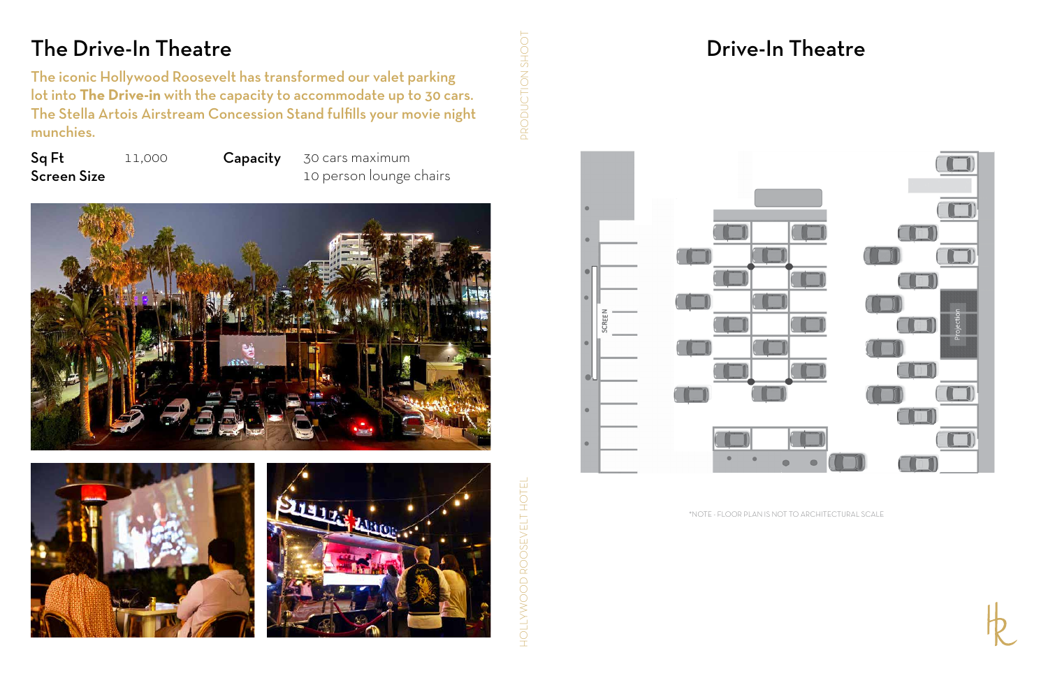# The Drive-In Theatre

The iconic Hollywood Roosevelt has transformed our valet parking lot into **The Drive-in** with the capacity to accommodate up to 30 cars. The Stella Artois Airstream Concession Stand fulfills your movie night munchies.

| | | | |
|---|---|---|---|
| **Sq Ft** | 11,000 | **Capacity** | 30 cars maximum |
| **Screen Size** | | | 10 person lounge chairs |

# Drive-In Theatre

SCREEN

Projection

*NOTE - FLOOR PLAN IS NOT TO ARCHITECTURAL SCALE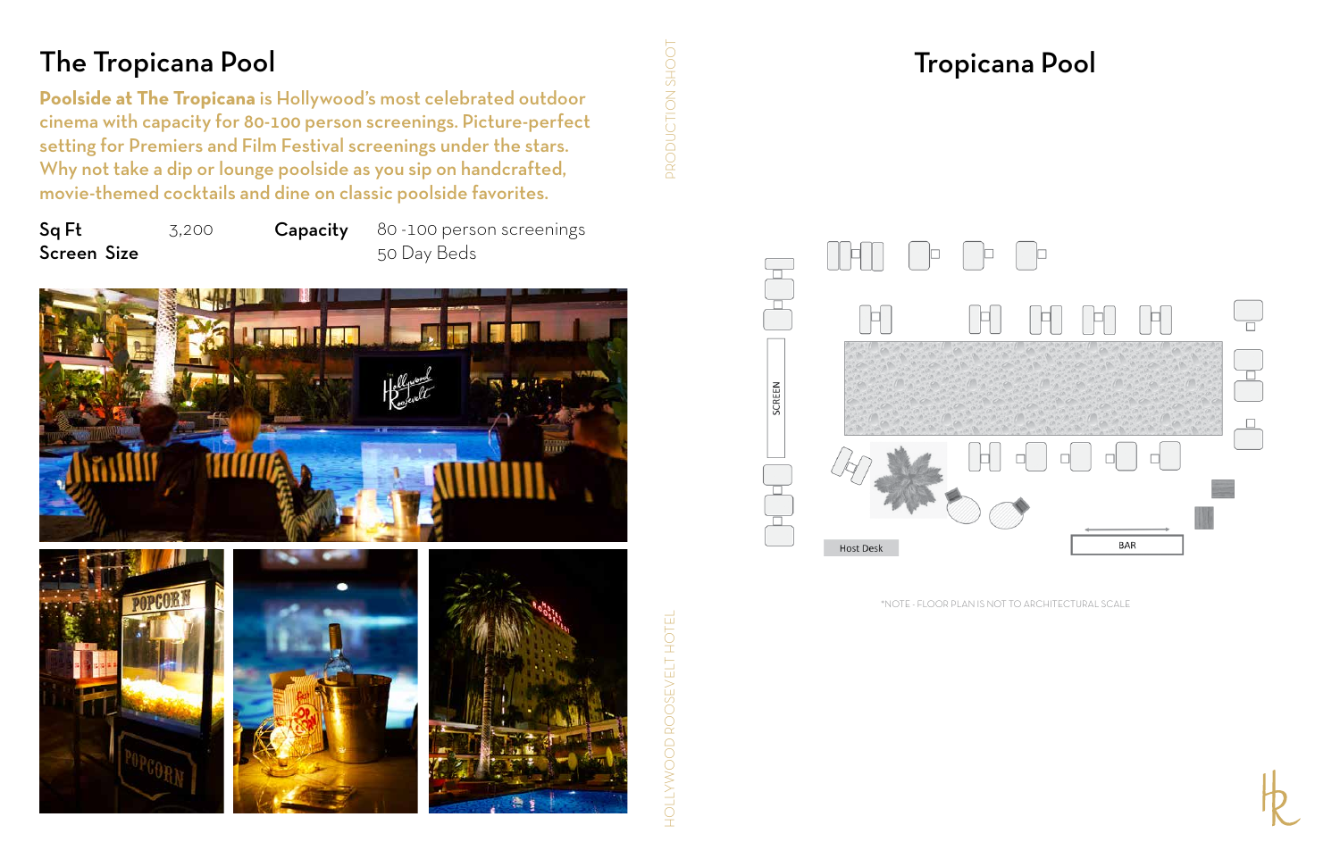# The Tropicana Pool

**Poolside at The Tropicana** is Hollywood's most celebrated outdoor cinema with capacity for 80-100 person screenings. Picture-perfect setting for Premiers and Film Festival screenings under the stars. Why not take a dip or lounge poolside as you sip on handcrafted, movie-themed cocktails and dine on classic poolside favorites.

| | | | |
|---|---|---|---|
| **Sq Ft** | 3,200 | **Capacity** | 80 -100 person screenings |
| **Screen Size** | | | 50 Day Beds |

# Tropicana Pool

SCREEN

Host Desk

BAR

*NOTE - FLOOR PLAN IS NOT TO ARCHITECTURAL SCALE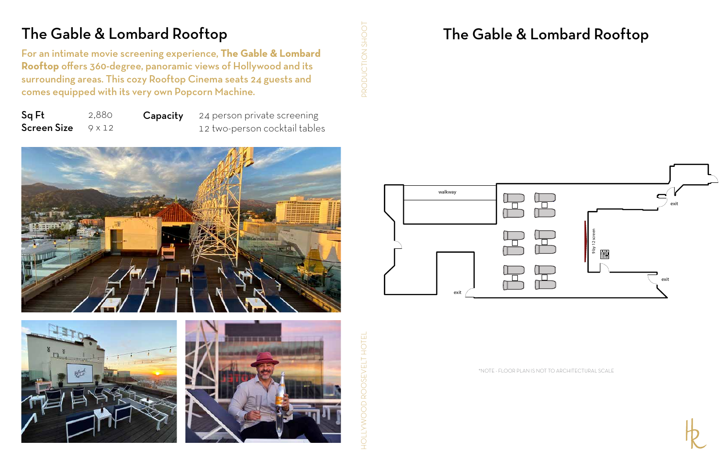# The Gable & Lombard Rooftop

For an intimate movie screening experience, **The Gable & Lombard Rooftop** offers 360-degree, panoramic views of Hollywood and its surrounding areas. This cozy Rooftop Cinema seats 24 guests and comes equipped with its very own Popcorn Machine.

| | | | |
|---|---|---|---|
| **Sq Ft** | 2,880 | **Capacity** | 24 person private screening |
| **Screen Size** | 9 x 12 | | 12 two-person cocktail tables |

# The Gable & Lombard Rooftop

walkway

exit

9 by 12 screen

exit

exit

*NOTE - FLOOR PLAN IS NOT TO ARCHITECTURAL SCALE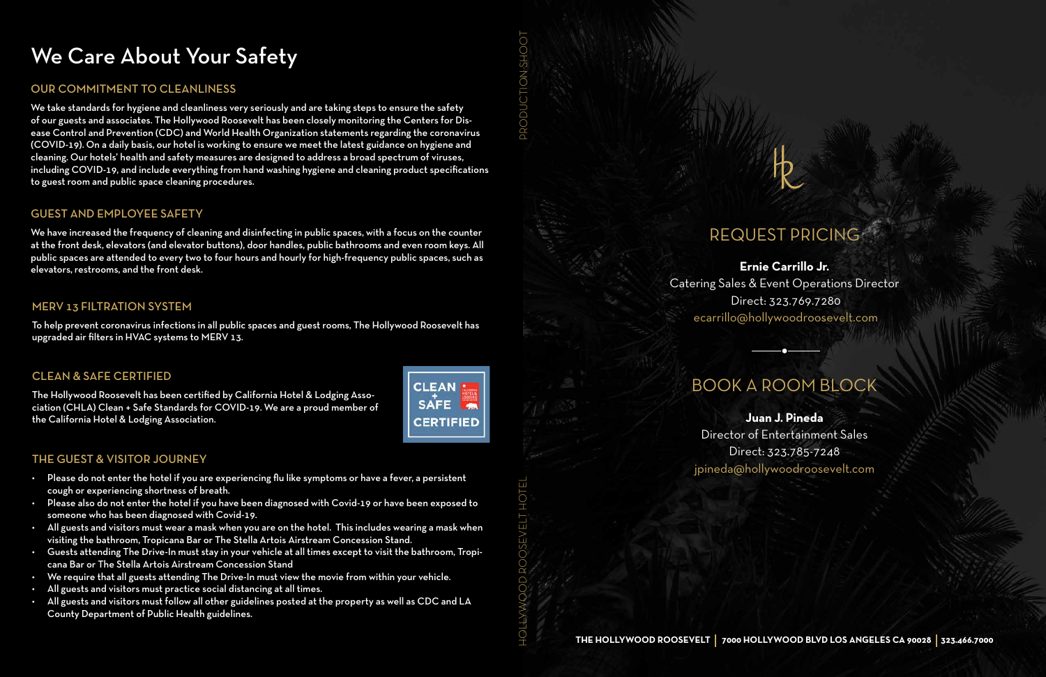# We Care About Your Safety

## OUR COMMITMENT TO CLEANLINESS

We take standards for hygiene and cleanliness very seriously and are taking steps to ensure the safety of our guests and associates. The Hollywood Roosevelt has been closely monitoring the Centers for Disease Control and Prevention (CDC) and World Health Organization statements regarding the coronavirus (COVID-19). On a daily basis, our hotel is working to ensure we meet the latest guidance on hygiene and cleaning. Our hotels' health and safety measures are designed to address a broad spectrum of viruses, including COVID-19, and include everything from hand washing hygiene and cleaning product specifications to guest room and public space cleaning procedures.

## GUEST AND EMPLOYEE SAFETY

We have increased the frequency of cleaning and disinfecting in public spaces, with a focus on the counter at the front desk, elevators (and elevator buttons), door handles, public bathrooms and even room keys. All public spaces are attended to every two to four hours and hourly for high-frequency public spaces, such as elevators, restrooms, and the front desk.

## MERV 13 FILTRATION SYSTEM

To help prevent coronavirus infections in all public spaces and guest rooms, The Hollywood Roosevelt has upgraded air filters in HVAC systems to MERV 13.

## CLEAN & SAFE CERTIFIED

The Hollywood Roosevelt has been certified by California Hotel & Lodging Association (CHLA) Clean + Safe Standards for COVID-19. We are a proud member of the California Hotel & Lodging Association.

CLEAN + SAFE CERTIFIED

## THE GUEST & VISITOR JOURNEY

- Please do not enter the hotel if you are experiencing flu like symptoms or have a fever, a persistent cough or experiencing shortness of breath.
- Please also do not enter the hotel if you have been diagnosed with Covid-19 or have been exposed to someone who has been diagnosed with Covid-19.
- All guests and visitors must wear a mask when you are on the hotel. This includes wearing a mask when visiting the bathroom, Tropicana Bar or The Stella Artois Airstream Concession Stand.
- Guests attending The Drive-In must stay in your vehicle at all times except to visit the bathroom, Tropicana Bar or The Stella Artois Airstream Concession Stand
- We require that all guests attending The Drive-In must view the movie from within your vehicle.
- All guests and visitors must practice social distancing at all times.
- All guests and visitors must follow all other guidelines posted at the property as well as CDC and LA County Department of Public Health guidelines.

PRODUCTION SHOOT

HOLLYWOOD ROOSEVELT HOTEL

## REQUEST PRICING

**Ernie Carrillo Jr.**
Catering Sales & Event Operations Director
Direct: 323.769.7280
ecarrillo@hollywoodroosevelt.com

## BOOK A ROOM BLOCK

**Juan J. Pineda**
Director of Entertainment Sales
Direct: 323.785-7248
jpineda@hollywoodroosevelt.com

**THE HOLLYWOOD ROOSEVELT | 7000 HOLLYWOOD BLVD LOS ANGELES CA 90028 | 323.466.7000**